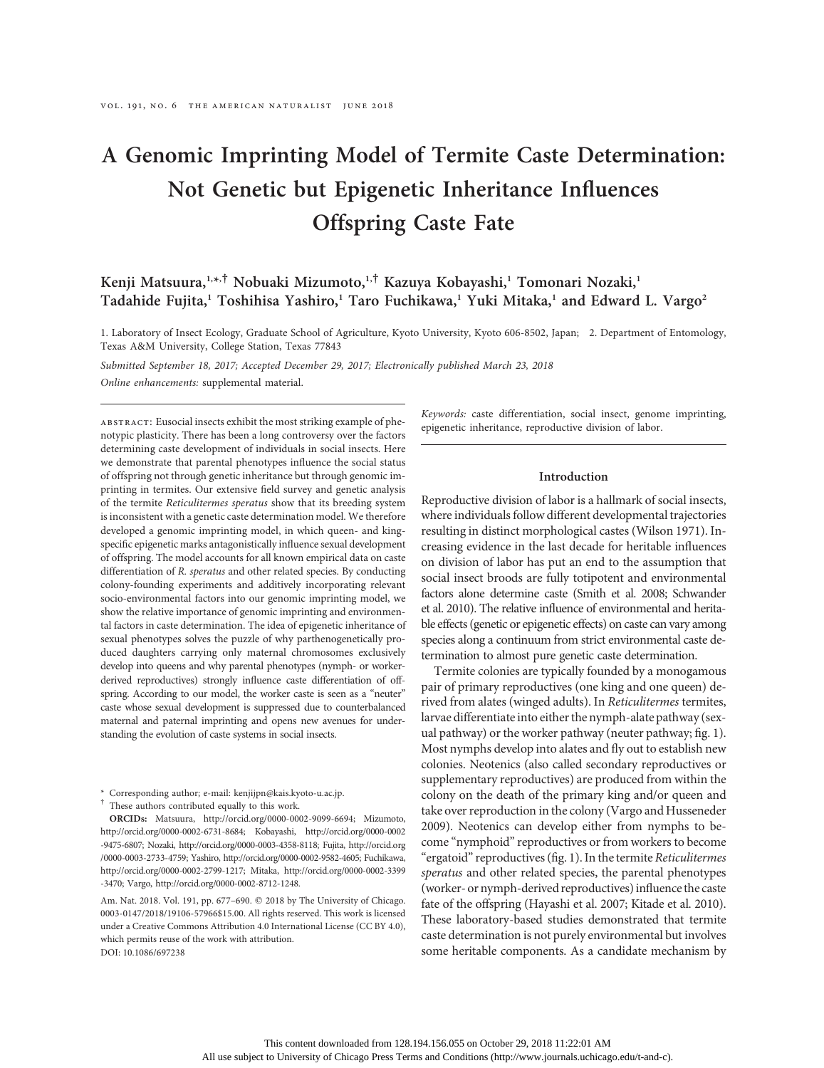# A Genomic Imprinting Model of Termite Caste Determination: Not Genetic but Epigenetic Inheritance Influences Offspring Caste Fate

**Kenji Matsuura,[1,*,†] Nobuaki Mizumoto,[1,†] Kazuya Kobayashi,[1] Tomonari Nozaki,[1] Tadahide Fujita,[1] Toshihisa Yashiro,[1] Taro Fuchikawa,[1] Yuki Mitaka,[1] and Edward L. Vargo[2]**

1. Laboratory of Insect Ecology, Graduate School of Agriculture, Kyoto University, Kyoto 606-8502, Japan; 2. Department of Entomology, Texas A&M University, College Station, Texas 77843

*Submitted September 18, 2017; Accepted December 29, 2017; Electronically published March 23, 2018*

*Online enhancements:* supplemental material.

ABSTRACT: Eusocial insects exhibit the most striking example of phenotypic plasticity. There has been a long controversy over the factors determining caste development of individuals in social insects. Here we demonstrate that parental phenotypes influence the social status of offspring not through genetic inheritance but through genomic imprinting in termites. Our extensive field survey and genetic analysis of the termite *Reticulitermes speratus* show that its breeding system is inconsistent with a genetic caste determination model. We therefore developed a genomic imprinting model, in which queen- and king-specific epigenetic marks antagonistically influence sexual development of offspring. The model accounts for all known empirical data on caste differentiation of *R. speratus* and other related species. By conducting colony-founding experiments and additively incorporating relevant socio-environmental factors into our genomic imprinting model, we show the relative importance of genomic imprinting and environmental factors in caste determination. The idea of epigenetic inheritance of sexual phenotypes solves the puzzle of why parthenogenetically produced daughters carrying only maternal chromosomes exclusively develop into queens and why parental phenotypes (nymph- or worker-derived reproductives) strongly influence caste differentiation of offspring. According to our model, the worker caste is seen as a "neuter" caste whose sexual development is suppressed due to counterbalanced maternal and paternal imprinting and opens new avenues for understanding the evolution of caste systems in social insects.

*Keywords:* caste differentiation, social insect, genome imprinting, epigenetic inheritance, reproductive division of labor.

\* Corresponding author; e-mail: kenjijpn@kais.kyoto-u.ac.jp.

† These authors contributed equally to this work.

**ORCIDs:** Matsuura, http://orcid.org/0000-0002-9099-6694; Mizumoto, http://orcid.org/0000-0002-6731-8684; Kobayashi, http://orcid.org/0000-0002-9475-6807; Nozaki, http://orcid.org/0000-0003-4358-8118; Fujita, http://orcid.org/0000-0003-2733-4759; Yashiro, http://orcid.org/0000-0002-9582-4605; Fuchikawa, http://orcid.org/0000-0002-2799-1217; Mitaka, http://orcid.org/0000-0002-3399-3470; Vargo, http://orcid.org/0000-0002-8712-1248.

Am. Nat. 2018. Vol. 191, pp. 677–690. © 2018 by The University of Chicago. 0003-0147/2018/19106-57966$15.00. All rights reserved. This work is licensed under a Creative Commons Attribution 4.0 International License (CC BY 4.0), which permits reuse of the work with attribution.
DOI: 10.1086/697238

## Introduction

Reproductive division of labor is a hallmark of social insects, where individuals follow different developmental trajectories resulting in distinct morphological castes (Wilson 1971). Increasing evidence in the last decade for heritable influences on division of labor has put an end to the assumption that social insect broods are fully totipotent and environmental factors alone determine caste (Smith et al. 2008; Schwander et al. 2010). The relative influence of environmental and heritable effects (genetic or epigenetic effects) on caste can vary among species along a continuum from strict environmental caste determination to almost pure genetic caste determination.

Termite colonies are typically founded by a monogamous pair of primary reproductives (one king and one queen) derived from alates (winged adults). In *Reticulitermes* termites, larvae differentiate into either the nymph-alate pathway (sexual pathway) or the worker pathway (neuter pathway; fig. 1). Most nymphs develop into alates and fly out to establish new colonies. Neotenics (also called secondary reproductives or supplementary reproductives) are produced from within the colony on the death of the primary king and/or queen and take over reproduction in the colony (Vargo and Husseneder 2009). Neotenics can develop either from nymphs to become "nymphoid" reproductives or from workers to become "ergatoid" reproductives (fig. 1). In the termite *Reticulitermes speratus* and other related species, the parental phenotypes (worker- or nymph-derived reproductives) influence the caste fate of the offspring (Hayashi et al. 2007; Kitade et al. 2010). These laboratory-based studies demonstrated that termite caste determination is not purely environmental but involves some heritable components. As a candidate mechanism by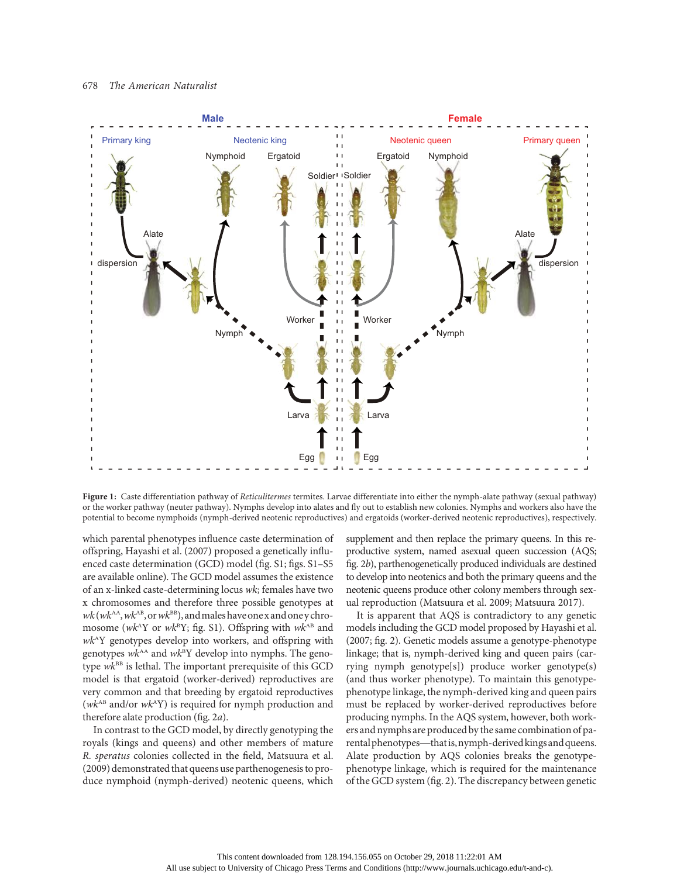Figure 1: Caste differentiation pathway of *Reticulitermes* termites. Larvae differentiate into either the nymph-alate pathway (sexual pathway) or the worker pathway (neuter pathway). Nymphs develop into alates and fly out to establish new colonies. Nymphs and workers also have the potential to become nymphoids (nymph-derived neotenic reproductives) and ergatoids (worker-derived neotenic reproductives), respectively.

which parental phenotypes influence caste determination of offspring, Hayashi et al. (2007) proposed a genetically influenced caste determination (GCD) model (fig. S1; figs. S1–S5 are available online). The GCD model assumes the existence of an x-linked caste-determining locus *wk*; females have two x chromosomes and therefore three possible genotypes at *wk* ($wk^{AA}$, $wk^{AB}$, or $wk^{BB}$), and males have one x and one y chromosome ($wk^{A}$Y or $wk^{B}$Y; fig. S1). Offspring with $wk^{AB}$ and $wk^{A}$Y genotypes develop into workers, and offspring with genotypes $wk^{AA}$ and $wk^{B}$Y develop into nymphs. The genotype $wk^{BB}$ is lethal. The important prerequisite of this GCD model is that ergatoid (worker-derived) reproductives are very common and that breeding by ergatoid reproductives ($wk^{AB}$ and/or $wk^{A}$Y) is required for nymph production and therefore alate production (fig. 2*a*).

In contrast to the GCD model, by directly genotyping the royals (kings and queens) and other members of mature *R. speratus* colonies collected in the field, Matsuura et al. (2009) demonstrated that queens use parthenogenesis to produce nymphoid (nymph-derived) neotenic queens, which supplement and then replace the primary queens. In this reproductive system, named asexual queen succession (AQS; fig. 2*b*), parthenogenetically produced individuals are destined to develop into neotenics and both the primary queens and the neotenic queens produce other colony members through sexual reproduction (Matsuura et al. 2009; Matsuura 2017).

It is apparent that AQS is contradictory to any genetic models including the GCD model proposed by Hayashi et al. (2007; fig. 2). Genetic models assume a genotype-phenotype linkage; that is, nymph-derived king and queen pairs (carrying nymph genotype[s]) produce worker genotype(s) (and thus worker phenotype). To maintain this genotype-phenotype linkage, the nymph-derived king and queen pairs must be replaced by worker-derived reproductives before producing nymphs. In the AQS system, however, both workers and nymphs are produced by the same combination of parental phenotypes—that is, nymph-derived kings and queens. Alate production by AQS colonies breaks the genotype-phenotype linkage, which is required for the maintenance of the GCD system (fig. 2). The discrepancy between genetic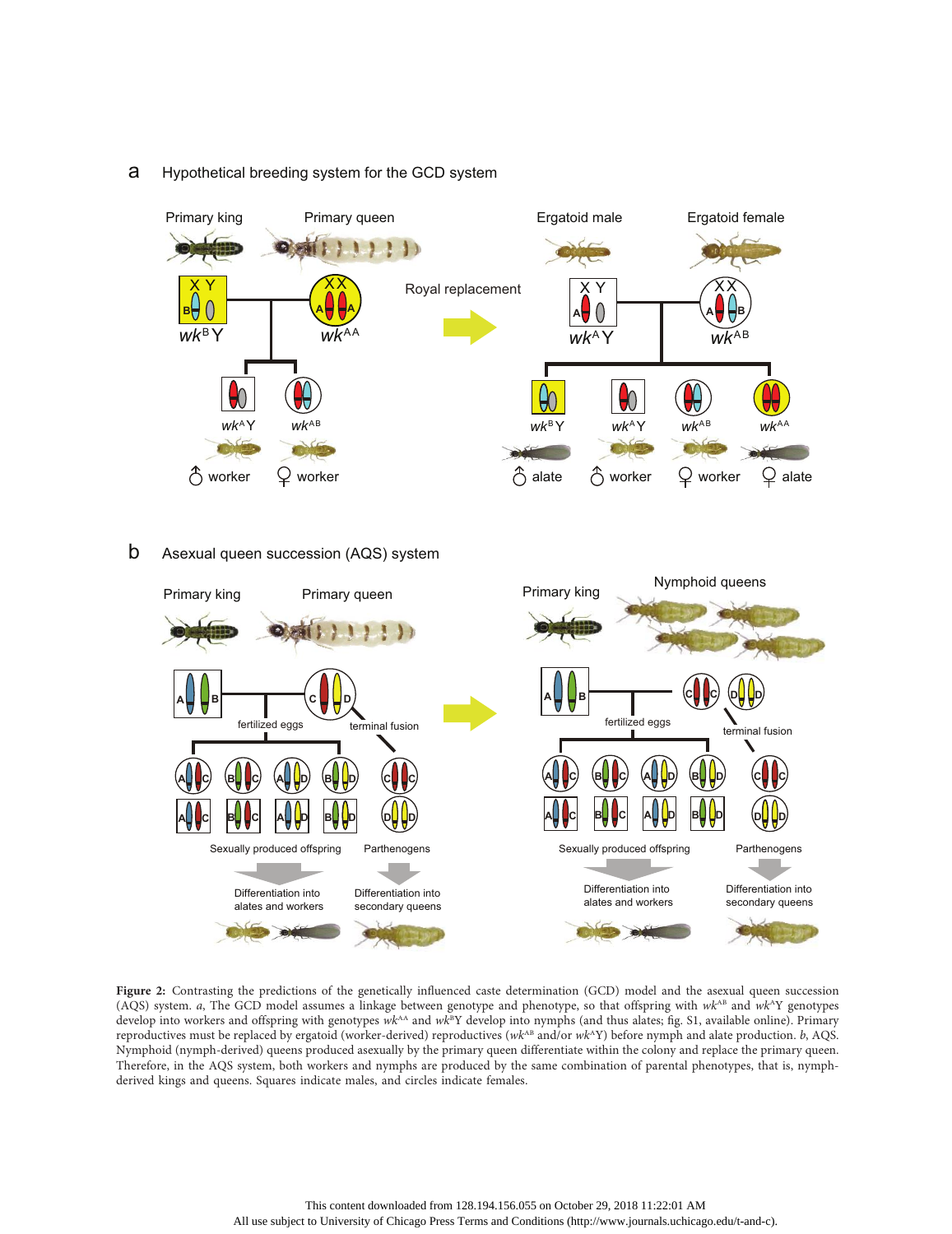**Figure 2:** Contrasting the predictions of the genetically influenced caste determination (GCD) model and the asexual queen succession (AQS) system. *a*, The GCD model assumes a linkage between genotype and phenotype, so that offspring with $wk^{AB}$ and $wk^{A}$Y genotypes develop into workers and offspring with genotypes $wk^{AA}$ and $wk^{B}$Y develop into nymphs (and thus alates; fig. S1, available online). Primary reproductives must be replaced by ergatoid (worker-derived) reproductives ($wk^{AB}$ and/or $wk^{A}$Y) before nymph and alate production. *b*, AQS. Nymphoid (nymph-derived) queens produced asexually by the primary queen differentiate within the colony and replace the primary queen. Therefore, in the AQS system, both workers and nymphs are produced by the same combination of parental phenotypes, that is, nymph-derived kings and queens. Squares indicate males, and circles indicate females.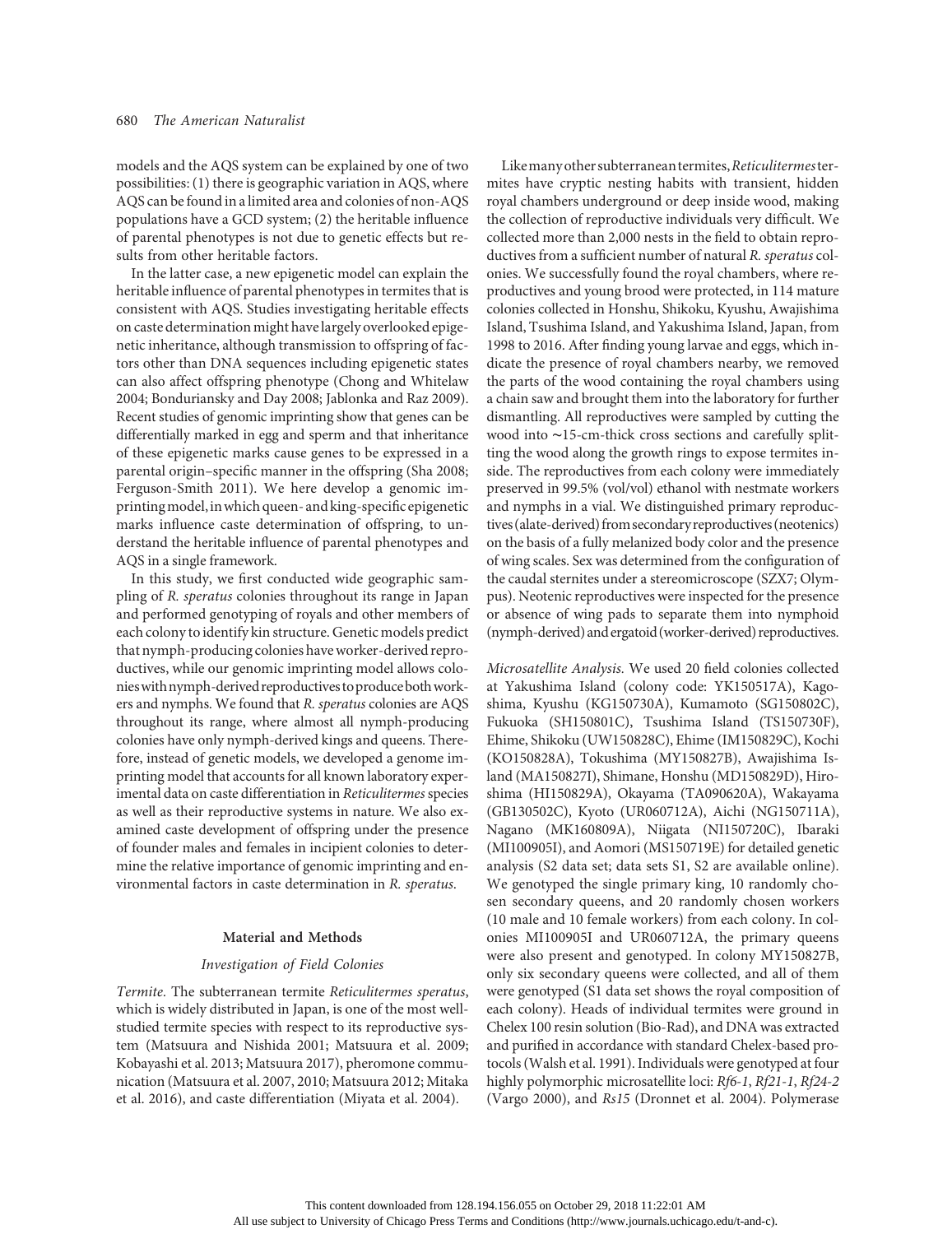models and the AQS system can be explained by one of two possibilities: (1) there is geographic variation in AQS, where AQS can be found in a limited area and colonies of non-AQS populations have a GCD system; (2) the heritable influence of parental phenotypes is not due to genetic effects but results from other heritable factors.

In the latter case, a new epigenetic model can explain the heritable influence of parental phenotypes in termites that is consistent with AQS. Studies investigating heritable effects on caste determination might have largely overlooked epigenetic inheritance, although transmission to offspring of factors other than DNA sequences including epigenetic states can also affect offspring phenotype (Chong and Whitelaw 2004; Bonduriansky and Day 2008; Jablonka and Raz 2009). Recent studies of genomic imprinting show that genes can be differentially marked in egg and sperm and that inheritance of these epigenetic marks cause genes to be expressed in a parental origin–specific manner in the offspring (Sha 2008; Ferguson-Smith 2011). We here develop a genomic imprinting model, in which queen- and king-specific epigenetic marks influence caste determination of offspring, to understand the heritable influence of parental phenotypes and AQS in a single framework.

In this study, we first conducted wide geographic sampling of *R. speratus* colonies throughout its range in Japan and performed genotyping of royals and other members of each colony to identify kin structure. Genetic models predict that nymph-producing colonies have worker-derived reproductives, while our genomic imprinting model allows colonies with nymph-derived reproductives to produce both workers and nymphs. We found that *R. speratus* colonies are AQS throughout its range, where almost all nymph-producing colonies have only nymph-derived kings and queens. Therefore, instead of genetic models, we developed a genome imprinting model that accounts for all known laboratory experimental data on caste differentiation in *Reticulitermes* species as well as their reproductive systems in nature. We also examined caste development of offspring under the presence of founder males and females in incipient colonies to determine the relative importance of genomic imprinting and environmental factors in caste determination in *R. speratus*.

## Material and Methods

### Investigation of Field Colonies

*Termite.* The subterranean termite *Reticulitermes speratus*, which is widely distributed in Japan, is one of the most well-studied termite species with respect to its reproductive system (Matsuura and Nishida 2001; Matsuura et al. 2009; Kobayashi et al. 2013; Matsuura 2017), pheromone communication (Matsuura et al. 2007, 2010; Matsuura 2012; Mitaka et al. 2016), and caste differentiation (Miyata et al. 2004).

Like many other subterranean termites, *Reticulitermes* termites have cryptic nesting habits with transient, hidden royal chambers underground or deep inside wood, making the collection of reproductive individuals very difficult. We collected more than 2,000 nests in the field to obtain reproductives from a sufficient number of natural *R. speratus* colonies. We successfully found the royal chambers, where reproductives and young brood were protected, in 114 mature colonies collected in Honshu, Shikoku, Kyushu, Awajishima Island, Tsushima Island, and Yakushima Island, Japan, from 1998 to 2016. After finding young larvae and eggs, which indicate the presence of royal chambers nearby, we removed the parts of the wood containing the royal chambers using a chain saw and brought them into the laboratory for further dismantling. All reproductives were sampled by cutting the wood into ∼15-cm-thick cross sections and carefully splitting the wood along the growth rings to expose termites inside. The reproductives from each colony were immediately preserved in 99.5% (vol/vol) ethanol with nestmate workers and nymphs in a vial. We distinguished primary reproductives (alate-derived) from secondary reproductives (neotenics) on the basis of a fully melanized body color and the presence of wing scales. Sex was determined from the configuration of the caudal sternites under a stereomicroscope (SZX7; Olympus). Neotenic reproductives were inspected for the presence or absence of wing pads to separate them into nymphoid (nymph-derived) and ergatoid (worker-derived) reproductives.

*Microsatellite Analysis.* We used 20 field colonies collected at Yakushima Island (colony code: YK150517A), Kagoshima, Kyushu (KG150730A), Kumamoto (SG150802C), Fukuoka (SH150801C), Tsushima Island (TS150730F), Ehime, Shikoku (UW150828C), Ehime (IM150829C), Kochi (KO150828A), Tokushima (MY150827B), Awajishima Island (MA150827I), Shimane, Honshu (MD150829D), Hiroshima (HI150829A), Okayama (TA090620A), Wakayama (GB130502C), Kyoto (UR060712A), Aichi (NG150711A), Nagano (MK160809A), Niigata (NI150720C), Ibaraki (MI100905I), and Aomori (MS150719E) for detailed genetic analysis (S2 data set; data sets S1, S2 are available online). We genotyped the single primary king, 10 randomly chosen secondary queens, and 20 randomly chosen workers (10 male and 10 female workers) from each colony. In colonies MI100905I and UR060712A, the primary queens were also present and genotyped. In colony MY150827B, only six secondary queens were collected, and all of them were genotyped (S1 data set shows the royal composition of each colony). Heads of individual termites were ground in Chelex 100 resin solution (Bio-Rad), and DNA was extracted and purified in accordance with standard Chelex-based protocols (Walsh et al. 1991). Individuals were genotyped at four highly polymorphic microsatellite loci: *Rf6-1*, *Rf21-1*, *Rf24-2* (Vargo 2000), and *Rs15* (Dronnet et al. 2004). Polymerase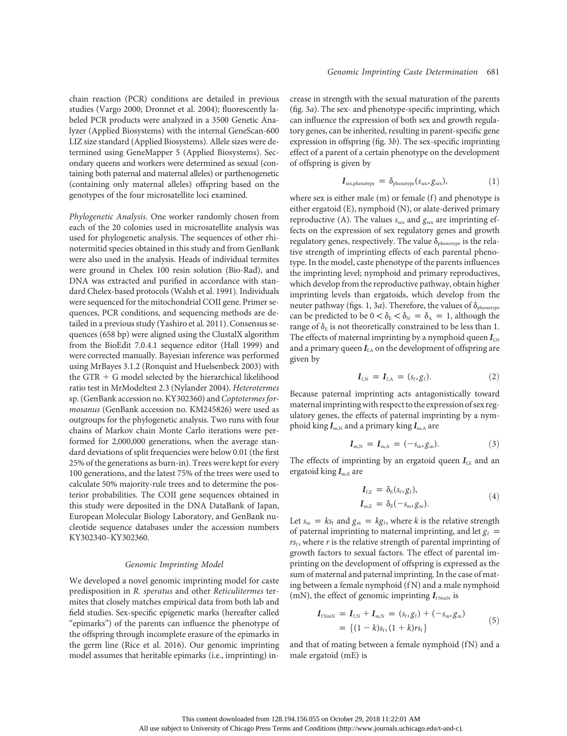chain reaction (PCR) conditions are detailed in previous studies (Vargo 2000; Dronnet et al. 2004); fluorescently labeled PCR products were analyzed in a 3500 Genetic Analyzer (Applied Biosystems) with the internal GeneScan-600 LIZ size standard (Applied Biosystems). Allele sizes were determined using GeneMapper 5 (Applied Biosystems). Secondary queens and workers were determined as sexual (containing both paternal and maternal alleles) or parthenogenetic (containing only maternal alleles) offspring based on the genotypes of the four microsatellite loci examined.

*Phylogenetic Analysis.* One worker randomly chosen from each of the 20 colonies used in microsatellite analysis was used for phylogenetic analysis. The sequences of other rhinotermitid species obtained in this study and from GenBank were also used in the analysis. Heads of individual termites were ground in Chelex 100 resin solution (Bio-Rad), and DNA was extracted and purified in accordance with standard Chelex-based protocols (Walsh et al. 1991). Individuals were sequenced for the mitochondrial COII gene. Primer sequences, PCR conditions, and sequencing methods are detailed in a previous study (Yashiro et al. 2011). Consensus sequences (658 bp) were aligned using the ClustalX algorithm from the BioEdit 7.0.4.1 sequence editor (Hall 1999) and were corrected manually. Bayesian inference was performed using MrBayes 3.1.2 (Ronquist and Huelsenbeck 2003) with the GTR + G model selected by the hierarchical likelihood ratio test in MrModeltest 2.3 (Nylander 2004). *Heterotermes* sp. (GenBank accession no. KY302360) and *Coptotermes formosanus* (GenBank accession no. KM245826) were used as outgroups for the phylogenetic analysis. Two runs with four chains of Markov chain Monte Carlo iterations were performed for 2,000,000 generations, when the average standard deviations of split frequencies were below 0.01 (the first 25% of the generations as burn-in). Trees were kept for every 100 generations, and the latest 75% of the trees were used to calculate 50% majority-rule trees and to determine the posterior probabilities. The COII gene sequences obtained in this study were deposited in the DNA DataBank of Japan, European Molecular Biology Laboratory, and GenBank nucleotide sequence databases under the accession numbers KY302340–KY302360.

### Genomic Imprinting Model

We developed a novel genomic imprinting model for caste predisposition in *R. speratus* and other *Reticulitermes* termites that closely matches empirical data from both lab and field studies. Sex-specific epigenetic marks (hereafter called "epimarks") of the parents can influence the phenotype of the offspring through incomplete erasure of the epimarks in the germ line (Rice et al. 2016). Our genomic imprinting model assumes that heritable epimarks (i.e., imprinting) increase in strength with the sexual maturation of the parents (fig. 3*a*). The sex- and phenotype-specific imprinting, which can influence the expression of both sex and growth regulatory genes, can be inherited, resulting in parent-specific gene expression in offspring (fig. 3*b*). The sex-specific imprinting effect of a parent of a certain phenotype on the development of offspring is given by

$$\boldsymbol{I}_{\text{sex,phenotype}} = \delta_{\text{phenotype}}(s_{\text{sex}}, g_{\text{sex}}), \tag{1}$$

where sex is either male (m) or female (f) and phenotype is either ergatoid (E), nymphoid (N), or alate-derived primary reproductive (A). The values $s_{\text{sex}}$ and $g_{\text{sex}}$ are imprinting effects on the expression of sex regulatory genes and growth regulatory genes, respectively. The value $\delta_{\text{phenotype}}$ is the relative strength of imprinting effects of each parental phenotype. In the model, caste phenotype of the parents influences the imprinting level; nymphoid and primary reproductives, which develop from the reproductive pathway, obtain higher imprinting levels than ergatoids, which develop from the neuter pathway (figs. 1, 3*a*). Therefore, the values of $\delta_{\text{phenotype}}$ can be predicted to be $0 < \delta_{\text{E}} < \delta_{\text{N}} = \delta_{\text{A}} = 1$, although the range of $\delta_{\text{E}}$ is not theoretically constrained to be less than 1. The effects of maternal imprinting by a nymphoid queen $\boldsymbol{I}_{\text{f,N}}$ and a primary queen $\boldsymbol{I}_{\text{f,A}}$ on the development of offspring are given by

$$\boldsymbol{I}_{\text{f,N}} = \boldsymbol{I}_{\text{f,A}} = (s_{\text{f}}, g_{\text{f}}). \tag{2}$$

Because paternal imprinting acts antagonistically toward maternal imprinting with respect to the expression of sex regulatory genes, the effects of paternal imprinting by a nymphoid king $\boldsymbol{I}_{\text{m,N}}$ and a primary king $\boldsymbol{I}_{\text{m,A}}$ are

$$\boldsymbol{I}_{\text{m,N}} = \boldsymbol{I}_{\text{m,A}} = (-s_{\text{m}}, g_{\text{m}}). \tag{3}$$

The effects of imprinting by an ergatoid queen $\boldsymbol{I}_{\text{f,E}}$ and an ergatoid king $\boldsymbol{I}_{\text{m,E}}$ are

$$\begin{aligned} \boldsymbol{I}_{\text{f,E}} &= \delta_{\text{E}}(s_{\text{f}}, g_{\text{f}}), \\ \boldsymbol{I}_{\text{m,E}} &= \delta_{\text{E}}(-s_{\text{m}}, g_{\text{m}}). \end{aligned} \tag{4}$$

Let $s_{\text{m}} = ks_{\text{f}}$ and $g_{\text{m}} = kg_{\text{f}}$, where $k$ is the relative strength of paternal imprinting to maternal imprinting, and let $g_{\text{f}} = rs_{\text{f}}$, where $r$ is the relative strength of parental imprinting of growth factors to sexual factors. The effect of parental imprinting on the development of offspring is expressed as the sum of maternal and paternal imprinting. In the case of mating between a female nymphoid (fN) and a male nymphoid (mN), the effect of genomic imprinting $\boldsymbol{I}_{\text{fNmN}}$ is

$$\begin{aligned} \boldsymbol{I}_{\text{fNmN}} &= \boldsymbol{I}_{\text{f,N}} + \boldsymbol{I}_{\text{m,N}} = (s_{\text{f}}, g_{\text{f}}) + (-s_{\text{m}}, g_{\text{m}}) \\ &= \{(1-k)s_{\text{f}}, (1+k)rs_{\text{f}}\} \end{aligned} \tag{5}$$

and that of mating between a female nymphoid (fN) and a male ergatoid (mE) is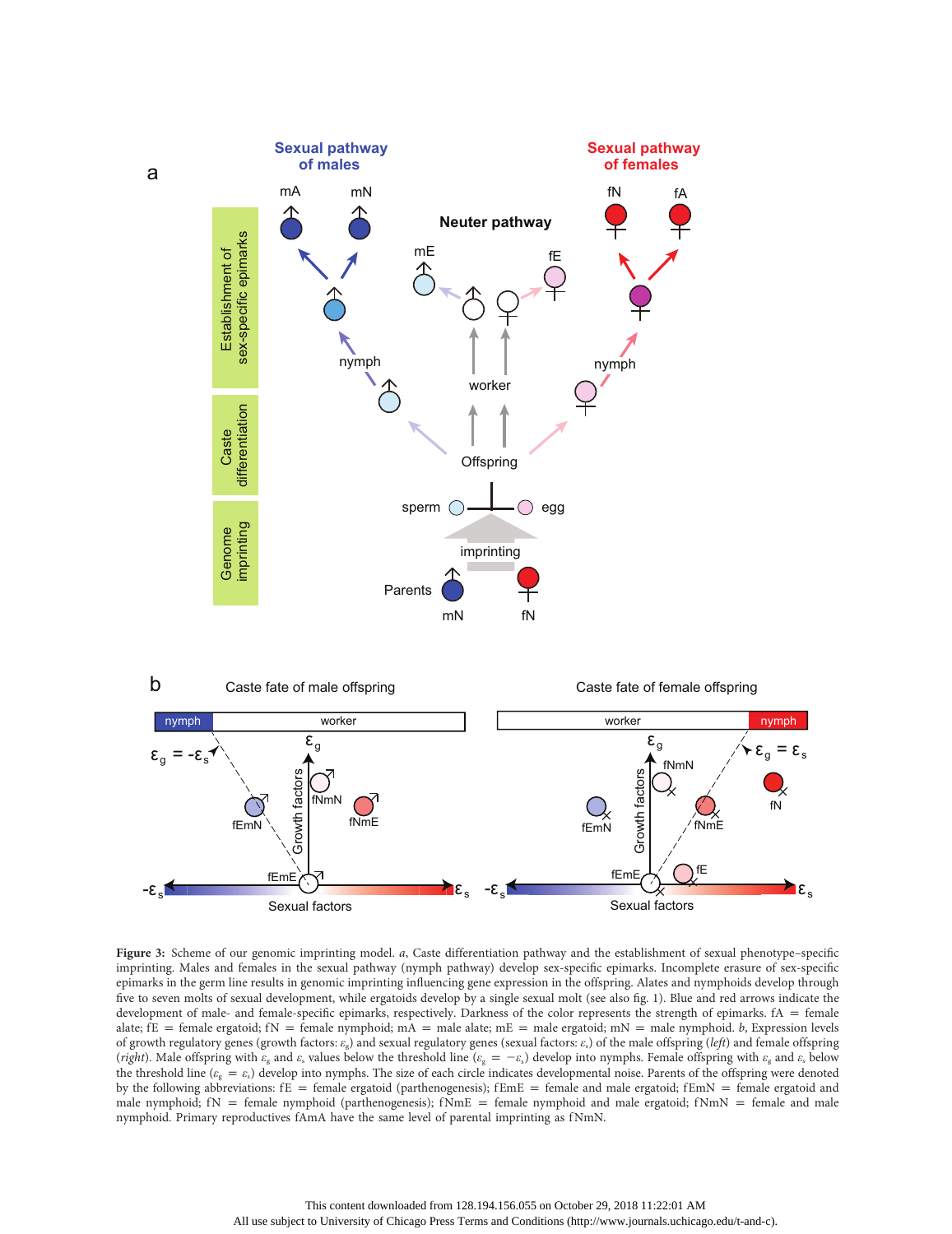**Figure 3:** Scheme of our genomic imprinting model. *a*, Caste differentiation pathway and the establishment of sexual phenotype–specific imprinting. Males and females in the sexual pathway (nymph pathway) develop sex-specific epimarks. Incomplete erasure of sex-specific epimarks in the germ line results in genomic imprinting influencing gene expression in the offspring. Alates and nymphoids develop through five to seven molts of sexual development, while ergatoids develop by a single sexual molt (see also fig. 1). Blue and red arrows indicate the development of male- and female-specific epimarks, respectively. Darkness of the color represents the strength of epimarks. fA = female alate; fE = female ergatoid; fN = female nymphoid; mA = male alate; mE = male ergatoid; mN = male nymphoid. *b*, Expression levels of growth regulatory genes (growth factors: $\varepsilon_g$) and sexual regulatory genes (sexual factors: $\varepsilon_s$) of the male offspring (*left*) and female offspring (*right*). Male offspring with $\varepsilon_g$ and $\varepsilon_s$ values below the threshold line ($\varepsilon_g = -\varepsilon_s$) develop into nymphs. Female offspring with $\varepsilon_g$ and $\varepsilon_s$ below the threshold line ($\varepsilon_g = \varepsilon_s$) develop into nymphs. The size of each circle indicates developmental noise. Parents of the offspring were denoted by the following abbreviations: fE = female ergatoid (parthenogenesis); fEmE = female and male ergatoid; fEmN = female ergatoid and male nymphoid; fN = female nymphoid (parthenogenesis); fNmE = female nymphoid and male ergatoid; fNmN = female and male nymphoid. Primary reproductives fAmA have the same level of parental imprinting as fNmN.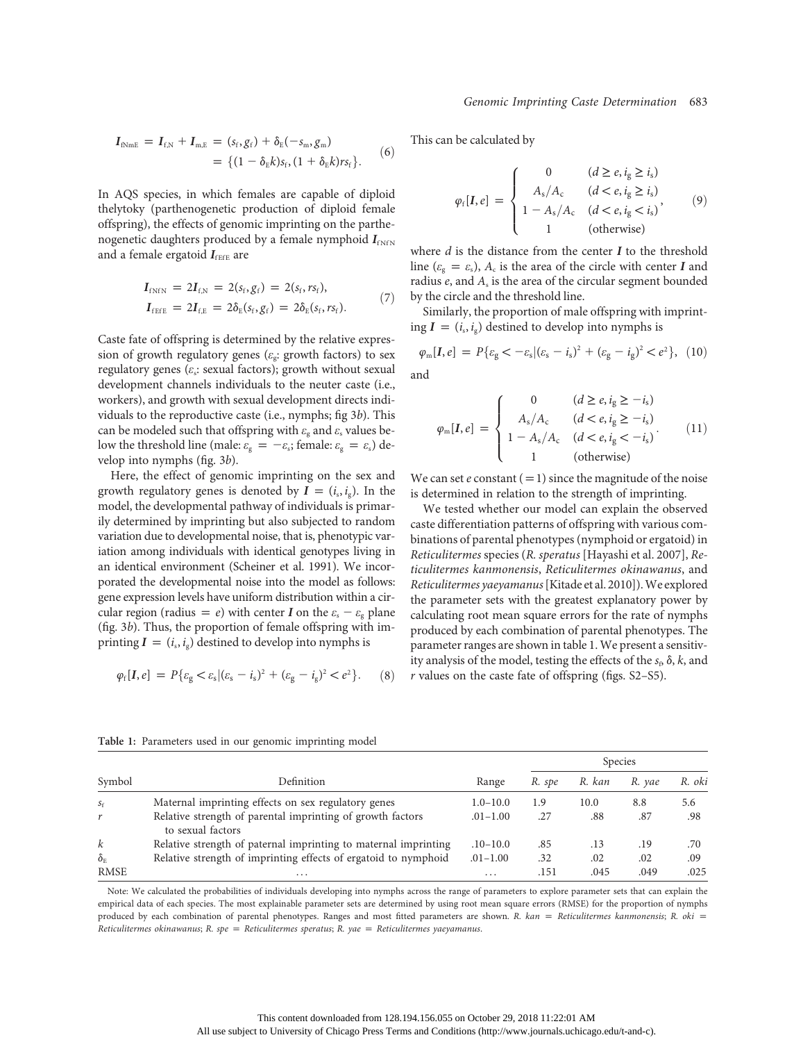$$\boldsymbol{I}_{\mathrm{fNmE}} = \boldsymbol{I}_{\mathrm{f,N}} + \boldsymbol{I}_{\mathrm{m,E}} = (s_{\mathrm{f}}, g_{\mathrm{f}}) + \delta_{\mathrm{E}}(-s_{\mathrm{m}}, g_{\mathrm{m}}) = \{(1-\delta_{\mathrm{E}}k)s_{\mathrm{f}}, (1+\delta_{\mathrm{E}}k)rs_{\mathrm{f}}\}. \quad (6)$$

In AQS species, in which females are capable of diploid thelytoky (parthenogenetic production of diploid female offspring), the effects of genomic imprinting on the parthenogenetic daughters produced by a female nymphoid $\boldsymbol{I}_{\mathrm{fNfN}}$ and a female ergatoid $\boldsymbol{I}_{\mathrm{fEfE}}$ are

$$\begin{aligned} \boldsymbol{I}_{\mathrm{fNfN}} &= 2\boldsymbol{I}_{\mathrm{f,N}} = 2(s_{\mathrm{f}}, g_{\mathrm{f}}) = 2(s_{\mathrm{f}}, rs_{\mathrm{f}}), \\ \boldsymbol{I}_{\mathrm{fEfE}} &= 2\boldsymbol{I}_{\mathrm{f,E}} = 2\delta_{\mathrm{E}}(s_{\mathrm{f}}, g_{\mathrm{f}}) = 2\delta_{\mathrm{E}}(s_{\mathrm{f}}, rs_{\mathrm{f}}). \end{aligned} \quad (7)$$

Caste fate of offspring is determined by the relative expression of growth regulatory genes ($\varepsilon_{\mathrm{g}}$: growth factors) to sex regulatory genes ($\varepsilon_{\mathrm{s}}$: sexual factors); growth without sexual development channels individuals to the neuter caste (i.e., workers), and growth with sexual development directs individuals to the reproductive caste (i.e., nymphs; fig 3*b*). This can be modeled such that offspring with $\varepsilon_{\mathrm{g}}$ and $\varepsilon_{\mathrm{s}}$ values below the threshold line (male: $\varepsilon_{\mathrm{g}} = -\varepsilon_{\mathrm{s}}$; female: $\varepsilon_{\mathrm{g}} = \varepsilon_{\mathrm{s}}$) develop into nymphs (fig. 3*b*).

Here, the effect of genomic imprinting on the sex and growth regulatory genes is denoted by $\boldsymbol{I} = (i_{\mathrm{s}}, i_{\mathrm{g}})$. In the model, the developmental pathway of individuals is primarily determined by imprinting but also subjected to random variation due to developmental noise, that is, phenotypic variation among individuals with identical genotypes living in an identical environment (Scheiner et al. 1991). We incorporated the developmental noise into the model as follows: gene expression levels have uniform distribution within a circular region (radius = $e$) with center $\boldsymbol{I}$ on the $\varepsilon_{\mathrm{s}} - \varepsilon_{\mathrm{g}}$ plane (fig. 3*b*). Thus, the proportion of female offspring with imprinting $\boldsymbol{I} = (i_{\mathrm{s}}, i_{\mathrm{g}})$ destined to develop into nymphs is

$$\varphi_{\mathrm{f}}[\boldsymbol{I}, e] = P\{\varepsilon_{\mathrm{g}} < \varepsilon_{\mathrm{s}} | (\varepsilon_{\mathrm{s}} - i_{\mathrm{s}})^2 + (\varepsilon_{\mathrm{g}} - i_{\mathrm{g}})^2 < e^2\}. \quad (8)$$

This can be calculated by

$$\varphi_{\mathrm{f}}[\boldsymbol{I}, e] = \begin{cases} 0 & (d \geq e, i_{\mathrm{g}} \geq i_{\mathrm{s}}) \\ A_{\mathrm{s}}/A_{\mathrm{c}} & (d < e, i_{\mathrm{g}} \geq i_{\mathrm{s}}) \\ 1 - A_{\mathrm{s}}/A_{\mathrm{c}} & (d < e, i_{\mathrm{g}} < i_{\mathrm{s}}) \\ 1 & (\text{otherwise}) \end{cases}, \quad (9)$$

where $d$ is the distance from the center $\boldsymbol{I}$ to the threshold line ($\varepsilon_{\mathrm{g}} = \varepsilon_{\mathrm{s}}$), $A_{\mathrm{c}}$ is the area of the circle with center $\boldsymbol{I}$ and radius $e$, and $A_{\mathrm{s}}$ is the area of the circular segment bounded by the circle and the threshold line.

Similarly, the proportion of male offspring with imprinting $\boldsymbol{I} = (i_{\mathrm{s}}, i_{\mathrm{g}})$ destined to develop into nymphs is

$$\varphi_{\mathrm{m}}[\boldsymbol{I}, e] = P\{\varepsilon_{\mathrm{g}} < -\varepsilon_{\mathrm{s}} | (\varepsilon_{\mathrm{s}} - i_{\mathrm{s}})^2 + (\varepsilon_{\mathrm{g}} - i_{\mathrm{g}})^2 < e^2\}, \quad (10)$$

and

$$\varphi_{\mathrm{m}}[\boldsymbol{I}, e] = \begin{cases} 0 & (d \geq e, i_{\mathrm{g}} \geq -i_{\mathrm{s}}) \\ A_{\mathrm{s}}/A_{\mathrm{c}} & (d < e, i_{\mathrm{g}} \geq -i_{\mathrm{s}}) \\ 1 - A_{\mathrm{s}}/A_{\mathrm{c}} & (d < e, i_{\mathrm{g}} < -i_{\mathrm{s}}) \\ 1 & (\text{otherwise}) \end{cases}. \quad (11)$$

We can set $e$ constant (= 1) since the magnitude of the noise is determined in relation to the strength of imprinting.

We tested whether our model can explain the observed caste differentiation patterns of offspring with various combinations of parental phenotypes (nymphoid or ergatoid) in *Reticulitermes* species (*R. speratus* [Hayashi et al. 2007], *Reticulitermes kanmonensis*, *Reticulitermes okinawanus*, and *Reticulitermes yaeyamanus* [Kitade et al. 2010]). We explored the parameter sets with the greatest explanatory power by calculating root mean square errors for the rate of nymphs produced by each combination of parental phenotypes. The parameter ranges are shown in table 1. We present a sensitivity analysis of the model, testing the effects of the $s_{\mathrm{f}}$, δ, $k$, and $r$ values on the caste fate of offspring (figs. S2–S5).

**Table 1:** Parameters used in our genomic imprinting model

| Symbol | Definition | Range | Species | | | |
|---|---|---|---|---|---|---|
| | | | *R. spe* | *R. kan* | *R. yae* | *R. oki* |
| $s_{\mathrm{f}}$ | Maternal imprinting effects on sex regulatory genes | 1.0–10.0 | 1.9 | 10.0 | 8.8 | 5.6 |
| $r$ | Relative strength of parental imprinting of growth factors to sexual factors | .01–1.00 | .27 | .88 | .87 | .98 |
| $k$ | Relative strength of paternal imprinting to maternal imprinting | .10–10.0 | .85 | .13 | .19 | .70 |
| $\delta_{\mathrm{E}}$ | Relative strength of imprinting effects of ergatoid to nymphoid | .01–1.00 | .32 | .02 | .02 | .09 |
| RMSE | ... | ... | .151 | .045 | .049 | .025 |

Note: We calculated the probabilities of individuals developing into nymphs across the range of parameters to explore parameter sets that can explain the empirical data of each species. The most explainable parameter sets are determined by using root mean square errors (RMSE) for the proportion of nymphs produced by each combination of parental phenotypes. Ranges and most fitted parameters are shown. *R. kan* = *Reticulitermes kanmonensis*; *R. oki* = *Reticulitermes okinawanus*; *R. spe* = *Reticulitermes speratus*; *R. yae* = *Reticulitermes yaeyamanus*.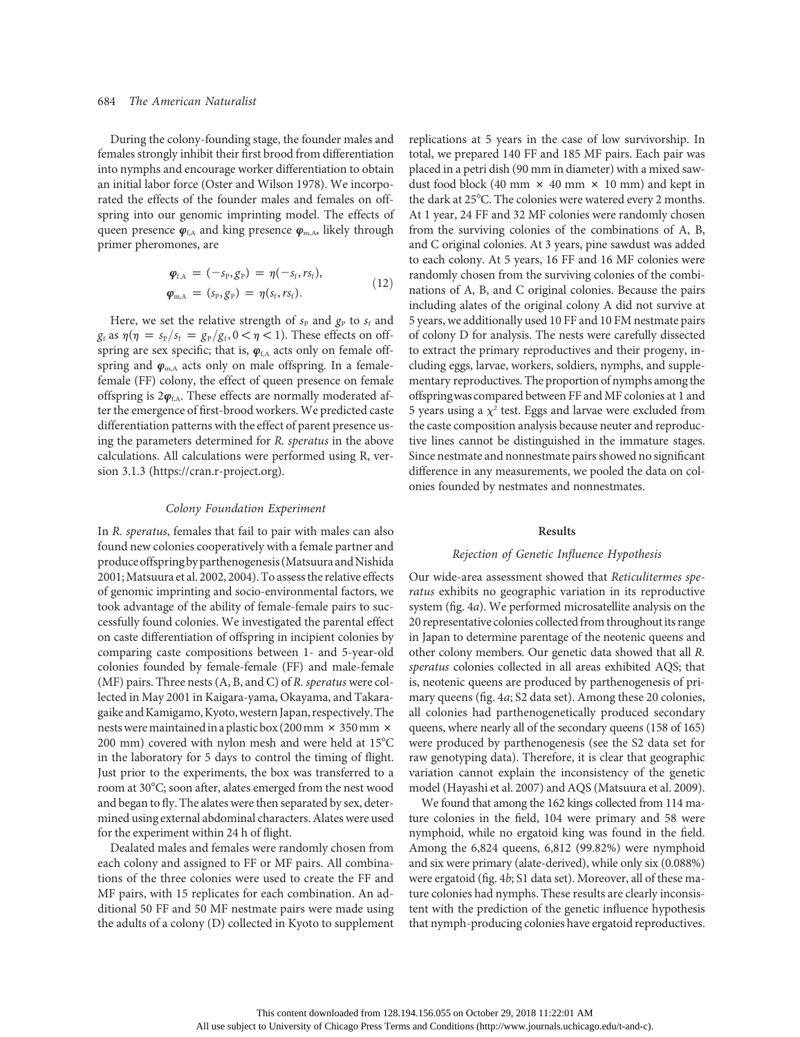During the colony-founding stage, the founder males and females strongly inhibit their first brood from differentiation into nymphs and encourage worker differentiation to obtain an initial labor force (Oster and Wilson 1978). We incorporated the effects of the founder males and females on offspring into our genomic imprinting model. The effects of queen presence $\boldsymbol{\varphi}_{f,A}$ and king presence $\boldsymbol{\varphi}_{m,A}$, likely through primer pheromones, are

$$\begin{aligned} \boldsymbol{\varphi}_{f,A} &= (-s_P, g_P) = \eta(-s_f, rs_f), \\ \boldsymbol{\varphi}_{m,A} &= (s_P, g_P) = \eta(s_f, rs_f). \end{aligned} \tag{12}$$

Here, we set the relative strength of $s_P$ and $g_P$ to $s_f$ and $g_f$ as $\eta(\eta = s_P/s_f = g_P/g_f, 0 < \eta < 1)$. These effects on offspring are sex specific; that is, $\boldsymbol{\varphi}_{f,A}$ acts only on female offspring and $\boldsymbol{\varphi}_{m,A}$ acts only on male offspring. In a female-female (FF) colony, the effect of queen presence on female offspring is $2\boldsymbol{\varphi}_{f,A}$. These effects are normally moderated after the emergence of first-brood workers. We predicted caste differentiation patterns with the effect of parent presence using the parameters determined for *R. speratus* in the above calculations. All calculations were performed using R, version 3.1.3 (https://cran.r-project.org).

### *Colony Foundation Experiment*

In *R. speratus*, females that fail to pair with males can also found new colonies cooperatively with a female partner and produce offspring by parthenogenesis (Matsuura and Nishida 2001; Matsuura et al. 2002, 2004). To assess the relative effects of genomic imprinting and socio-environmental factors, we took advantage of the ability of female-female pairs to successfully found colonies. We investigated the parental effect on caste differentiation of offspring in incipient colonies by comparing caste compositions between 1- and 5-year-old colonies founded by female-female (FF) and male-female (MF) pairs. Three nests (A, B, and C) of *R. speratus* were collected in May 2001 in Kaigara-yama, Okayama, and Takaragaike and Kamigamo, Kyoto, western Japan, respectively. The nests were maintained in a plastic box (200 mm × 350 mm × 200 mm) covered with nylon mesh and were held at 15°C in the laboratory for 5 days to control the timing of flight. Just prior to the experiments, the box was transferred to a room at 30°C; soon after, alates emerged from the nest wood and began to fly. The alates were then separated by sex, determined using external abdominal characters. Alates were used for the experiment within 24 h of flight.

Dealated males and females were randomly chosen from each colony and assigned to FF or MF pairs. All combinations of the three colonies were used to create the FF and MF pairs, with 15 replicates for each combination. An additional 50 FF and 50 MF nestmate pairs were made using the adults of a colony (D) collected in Kyoto to supplement replications at 5 years in the case of low survivorship. In total, we prepared 140 FF and 185 MF pairs. Each pair was placed in a petri dish (90 mm in diameter) with a mixed sawdust food block (40 mm × 40 mm × 10 mm) and kept in the dark at 25°C. The colonies were watered every 2 months. At 1 year, 24 FF and 32 MF colonies were randomly chosen from the surviving colonies of the combinations of A, B, and C original colonies. At 3 years, pine sawdust was added to each colony. At 5 years, 16 FF and 16 MF colonies were randomly chosen from the surviving colonies of the combinations of A, B, and C original colonies. Because the pairs including alates of the original colony A did not survive at 5 years, we additionally used 10 FF and 10 FM nestmate pairs of colony D for analysis. The nests were carefully dissected to extract the primary reproductives and their progeny, including eggs, larvae, workers, soldiers, nymphs, and supplementary reproductives. The proportion of nymphs among the offspring was compared between FF and MF colonies at 1 and 5 years using a $\chi^2$ test. Eggs and larvae were excluded from the caste composition analysis because neuter and reproductive lines cannot be distinguished in the immature stages. Since nestmate and nonnestmate pairs showed no significant difference in any measurements, we pooled the data on colonies founded by nestmates and nonnestmates.

## Results

### *Rejection of Genetic Influence Hypothesis*

Our wide-area assessment showed that *Reticulitermes speratus* exhibits no geographic variation in its reproductive system (fig. 4*a*). We performed microsatellite analysis on the 20 representative colonies collected from throughout its range in Japan to determine parentage of the neotenic queens and other colony members. Our genetic data showed that all *R. speratus* colonies collected in all areas exhibited AQS; that is, neotenic queens are produced by parthenogenesis of primary queens (fig. 4*a*; S2 data set). Among these 20 colonies, all colonies had parthenogenetically produced secondary queens, where nearly all of the secondary queens (158 of 165) were produced by parthenogenesis (see the S2 data set for raw genotyping data). Therefore, it is clear that geographic variation cannot explain the inconsistency of the genetic model (Hayashi et al. 2007) and AQS (Matsuura et al. 2009).

We found that among the 162 kings collected from 114 mature colonies in the field, 104 were primary and 58 were nymphoid, while no ergatoid king was found in the field. Among the 6,824 queens, 6,812 (99.82%) were nymphoid and six were primary (alate-derived), while only six (0.088%) were ergatoid (fig. 4*b*; S1 data set). Moreover, all of these mature colonies had nymphs. These results are clearly inconsistent with the prediction of the genetic influence hypothesis that nymph-producing colonies have ergatoid reproductives.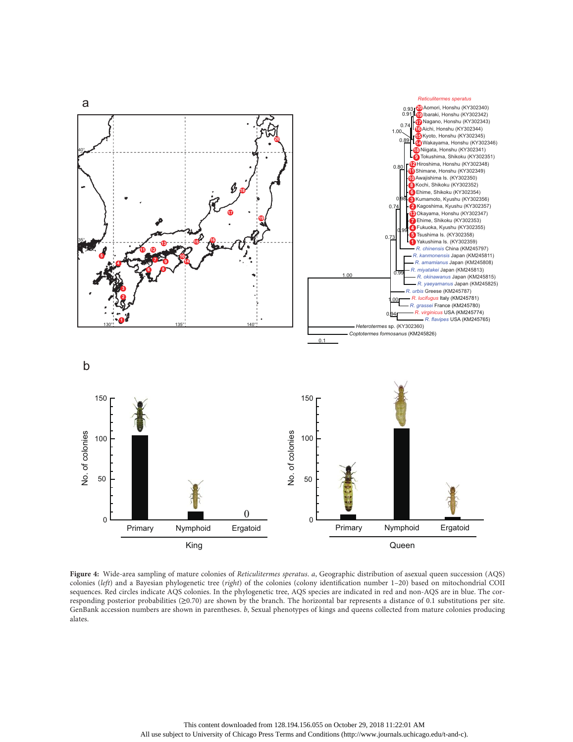**Figure 4:** Wide-area sampling of mature colonies of *Reticulitermes speratus*. *a*, Geographic distribution of asexual queen succession (AQS) colonies (*left*) and a Bayesian phylogenetic tree (*right*) of the colonies (colony identification number 1–20) based on mitochondrial COII sequences. Red circles indicate AQS colonies. In the phylogenetic tree, AQS species are indicated in red and non-AQS are in blue. The corresponding posterior probabilities (≥0.70) are shown by the branch. The horizontal bar represents a distance of 0.1 substitutions per site. GenBank accession numbers are shown in parentheses. *b*, Sexual phenotypes of kings and queens collected from mature colonies producing alates.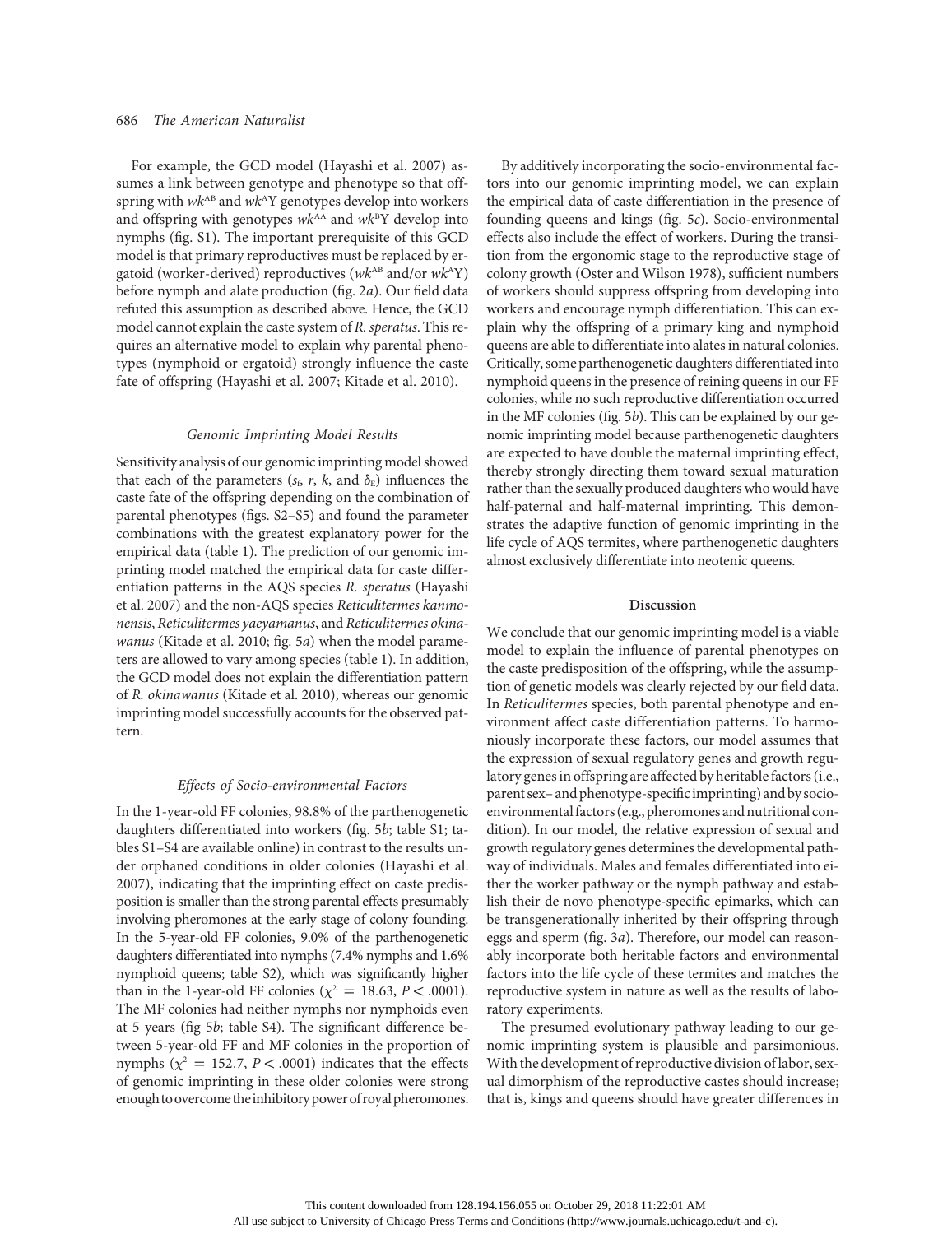For example, the GCD model (Hayashi et al. 2007) assumes a link between genotype and phenotype so that offspring with $wk^{AB}$ and $wk^{A}$Y genotypes develop into workers and offspring with genotypes $wk^{AA}$ and $wk^{B}$Y develop into nymphs (fig. S1). The important prerequisite of this GCD model is that primary reproductives must be replaced by ergatoid (worker-derived) reproductives ($wk^{AB}$ and/or $wk^{A}$Y) before nymph and alate production (fig. 2*a*). Our field data refuted this assumption as described above. Hence, the GCD model cannot explain the caste system of *R. speratus*. This requires an alternative model to explain why parental phenotypes (nymphoid or ergatoid) strongly influence the caste fate of offspring (Hayashi et al. 2007; Kitade et al. 2010).

### *Genomic Imprinting Model Results*

Sensitivity analysis of our genomic imprinting model showed that each of the parameters ($s_I$, $r$, $k$, and $\delta_E$) influences the caste fate of the offspring depending on the combination of parental phenotypes (figs. S2–S5) and found the parameter combinations with the greatest explanatory power for the empirical data (table 1). The prediction of our genomic imprinting model matched the empirical data for caste differentiation patterns in the AQS species *R. speratus* (Hayashi et al. 2007) and the non-AQS species *Reticulitermes kanmonensis*, *Reticulitermes yaeyamanus*, and *Reticulitermes okinawanus* (Kitade et al. 2010; fig. 5*a*) when the model parameters are allowed to vary among species (table 1). In addition, the GCD model does not explain the differentiation pattern of *R. okinawanus* (Kitade et al. 2010), whereas our genomic imprinting model successfully accounts for the observed pattern.

### *Effects of Socio-environmental Factors*

In the 1-year-old FF colonies, 98.8% of the parthenogenetic daughters differentiated into workers (fig. 5*b*; table S1; tables S1–S4 are available online) in contrast to the results under orphaned conditions in older colonies (Hayashi et al. 2007), indicating that the imprinting effect on caste predisposition is smaller than the strong parental effects presumably involving pheromones at the early stage of colony founding. In the 5-year-old FF colonies, 9.0% of the parthenogenetic daughters differentiated into nymphs (7.4% nymphs and 1.6% nymphoid queens; table S2), which was significantly higher than in the 1-year-old FF colonies ($\chi^2 = 18.63$, $P < .0001$). The MF colonies had neither nymphs nor nymphoids even at 5 years (fig 5*b*; table S4). The significant difference between 5-year-old FF and MF colonies in the proportion of nymphs ($\chi^2 = 152.7$, $P < .0001$) indicates that the effects of genomic imprinting in these older colonies were strong enough to overcome the inhibitory power of royal pheromones.

By additively incorporating the socio-environmental factors into our genomic imprinting model, we can explain the empirical data of caste differentiation in the presence of founding queens and kings (fig. 5*c*). Socio-environmental effects also include the effect of workers. During the transition from the ergonomic stage to the reproductive stage of colony growth (Oster and Wilson 1978), sufficient numbers of workers should suppress offspring from developing into workers and encourage nymph differentiation. This can explain why the offspring of a primary king and nymphoid queens are able to differentiate into alates in natural colonies. Critically, some parthenogenetic daughters differentiated into nymphoid queens in the presence of reining queens in our FF colonies, while no such reproductive differentiation occurred in the MF colonies (fig. 5*b*). This can be explained by our genomic imprinting model because parthenogenetic daughters are expected to have double the maternal imprinting effect, thereby strongly directing them toward sexual maturation rather than the sexually produced daughters who would have half-paternal and half-maternal imprinting. This demonstrates the adaptive function of genomic imprinting in the life cycle of AQS termites, where parthenogenetic daughters almost exclusively differentiate into neotenic queens.

## Discussion

We conclude that our genomic imprinting model is a viable model to explain the influence of parental phenotypes on the caste predisposition of the offspring, while the assumption of genetic models was clearly rejected by our field data. In *Reticulitermes* species, both parental phenotype and environment affect caste differentiation patterns. To harmoniously incorporate these factors, our model assumes that the expression of sexual regulatory genes and growth regulatory genes in offspring are affected by heritable factors (i.e., parent sex– and phenotype-specific imprinting) and by socio-environmental factors (e.g., pheromones and nutritional condition). In our model, the relative expression of sexual and growth regulatory genes determines the developmental pathway of individuals. Males and females differentiated into either the worker pathway or the nymph pathway and establish their de novo phenotype-specific epimarks, which can be transgenerationally inherited by their offspring through eggs and sperm (fig. 3*a*). Therefore, our model can reasonably incorporate both heritable factors and environmental factors into the life cycle of these termites and matches the reproductive system in nature as well as the results of laboratory experiments.

The presumed evolutionary pathway leading to our genomic imprinting system is plausible and parsimonious. With the development of reproductive division of labor, sexual dimorphism of the reproductive castes should increase; that is, kings and queens should have greater differences in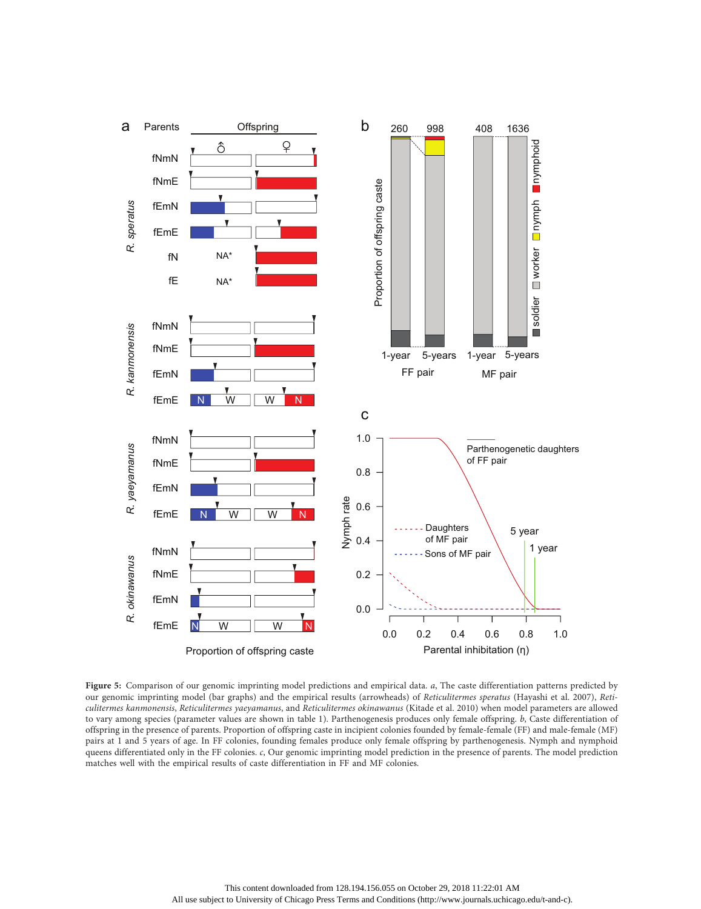**Figure 5:** Comparison of our genomic imprinting model predictions and empirical data. *a*, The caste differentiation patterns predicted by our genomic imprinting model (bar graphs) and the empirical results (arrowheads) of *Reticulitermes speratus* (Hayashi et al. 2007), *Reticulitermes kanmonensis*, *Reticulitermes yaeyamanus*, and *Reticulitermes okinawanus* (Kitade et al. 2010) when model parameters are allowed to vary among species (parameter values are shown in table 1). Parthenogenesis produces only female offspring. *b*, Caste differentiation of offspring in the presence of parents. Proportion of offspring caste in incipient colonies founded by female-female (FF) and male-female (MF) pairs at 1 and 5 years of age. In FF colonies, founding females produce only female offspring by parthenogenesis. Nymph and nymphoid queens differentiated only in the FF colonies. *c*, Our genomic imprinting model prediction in the presence of parents. The model prediction matches well with the empirical results of caste differentiation in FF and MF colonies.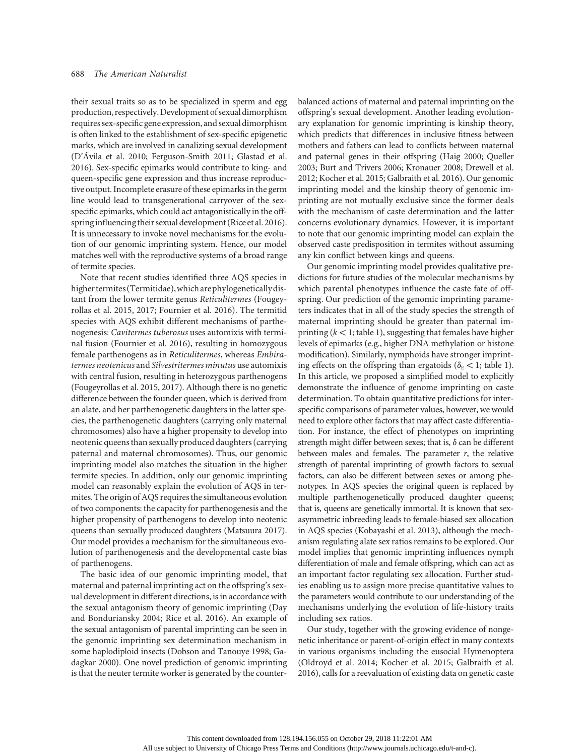their sexual traits so as to be specialized in sperm and egg production, respectively. Development of sexual dimorphism requires sex-specific gene expression, and sexual dimorphism is often linked to the establishment of sex-specific epigenetic marks, which are involved in canalizing sexual development (D'Ávila et al. 2010; Ferguson-Smith 2011; Glastad et al. 2016). Sex-specific epimarks would contribute to king- and queen-specific gene expression and thus increase reproductive output. Incomplete erasure of these epimarks in the germ line would lead to transgenerational carryover of the sex-specific epimarks, which could act antagonistically in the offspring influencing their sexual development (Rice et al. 2016). It is unnecessary to invoke novel mechanisms for the evolution of our genomic imprinting system. Hence, our model matches well with the reproductive systems of a broad range of termite species.

Note that recent studies identified three AQS species in higher termites (Termitidae), which are phylogenetically distant from the lower termite genus *Reticulitermes* (Fougeyrollas et al. 2015, 2017; Fournier et al. 2016). The termitid species with AQS exhibit different mechanisms of parthenogenesis: *Cavitermes tuberosus* uses automixis with terminal fusion (Fournier et al. 2016), resulting in homozygous female parthenogens as in *Reticulitermes*, whereas *Embiratermes neotenicus* and *Silvestritermes minutus* use automixis with central fusion, resulting in heterozygous parthenogens (Fougeyrollas et al. 2015, 2017). Although there is no genetic difference between the founder queen, which is derived from an alate, and her parthenogenetic daughters in the latter species, the parthenogenetic daughters (carrying only maternal chromosomes) also have a higher propensity to develop into neotenic queens than sexually produced daughters (carrying paternal and maternal chromosomes). Thus, our genomic imprinting model also matches the situation in the higher termite species. In addition, only our genomic imprinting model can reasonably explain the evolution of AQS in termites. The origin of AQS requires the simultaneous evolution of two components: the capacity for parthenogenesis and the higher propensity of parthenogens to develop into neotenic queens than sexually produced daughters (Matsuura 2017). Our model provides a mechanism for the simultaneous evolution of parthenogenesis and the developmental caste bias of parthenogens.

The basic idea of our genomic imprinting model, that maternal and paternal imprinting act on the offspring's sexual development in different directions, is in accordance with the sexual antagonism theory of genomic imprinting (Day and Bonduriansky 2004; Rice et al. 2016). An example of the sexual antagonism of parental imprinting can be seen in the genomic imprinting sex determination mechanism in some haplodiploid insects (Dobson and Tanouye 1998; Gadagkar 2000). One novel prediction of genomic imprinting is that the neuter termite worker is generated by the counterbalanced actions of maternal and paternal imprinting on the offspring's sexual development. Another leading evolutionary explanation for genomic imprinting is kinship theory, which predicts that differences in inclusive fitness between mothers and fathers can lead to conflicts between maternal and paternal genes in their offspring (Haig 2000; Queller 2003; Burt and Trivers 2006; Kronauer 2008; Drewell et al. 2012; Kocher et al. 2015; Galbraith et al. 2016). Our genomic imprinting model and the kinship theory of genomic imprinting are not mutually exclusive since the former deals with the mechanism of caste determination and the latter concerns evolutionary dynamics. However, it is important to note that our genomic imprinting model can explain the observed caste predisposition in termites without assuming any kin conflict between kings and queens.

Our genomic imprinting model provides qualitative predictions for future studies of the molecular mechanisms by which parental phenotypes influence the caste fate of offspring. Our prediction of the genomic imprinting parameters indicates that in all of the study species the strength of maternal imprinting should be greater than paternal imprinting ($k < 1$; table 1), suggesting that females have higher levels of epimarks (e.g., higher DNA methylation or histone modification). Similarly, nymphoids have stronger imprinting effects on the offspring than ergatoids ($\delta_E < 1$; table 1). In this article, we proposed a simplified model to explicitly demonstrate the influence of genome imprinting on caste determination. To obtain quantitative predictions for interspecific comparisons of parameter values, however, we would need to explore other factors that may affect caste differentiation. For instance, the effect of phenotypes on imprinting strength might differ between sexes; that is, $\delta$ can be different between males and females. The parameter $r$, the relative strength of parental imprinting of growth factors to sexual factors, can also be different between sexes or among phenotypes. In AQS species the original queen is replaced by multiple parthenogenetically produced daughter queens; that is, queens are genetically immortal. It is known that sex-asymmetric inbreeding leads to female-biased sex allocation in AQS species (Kobayashi et al. 2013), although the mechanism regulating alate sex ratios remains to be explored. Our model implies that genomic imprinting influences nymph differentiation of male and female offspring, which can act as an important factor regulating sex allocation. Further studies enabling us to assign more precise quantitative values to the parameters would contribute to our understanding of the mechanisms underlying the evolution of life-history traits including sex ratios.

Our study, together with the growing evidence of nongenetic inheritance or parent-of-origin effect in many contexts in various organisms including the eusocial Hymenoptera (Oldroyd et al. 2014; Kocher et al. 2015; Galbraith et al. 2016), calls for a reevaluation of existing data on genetic caste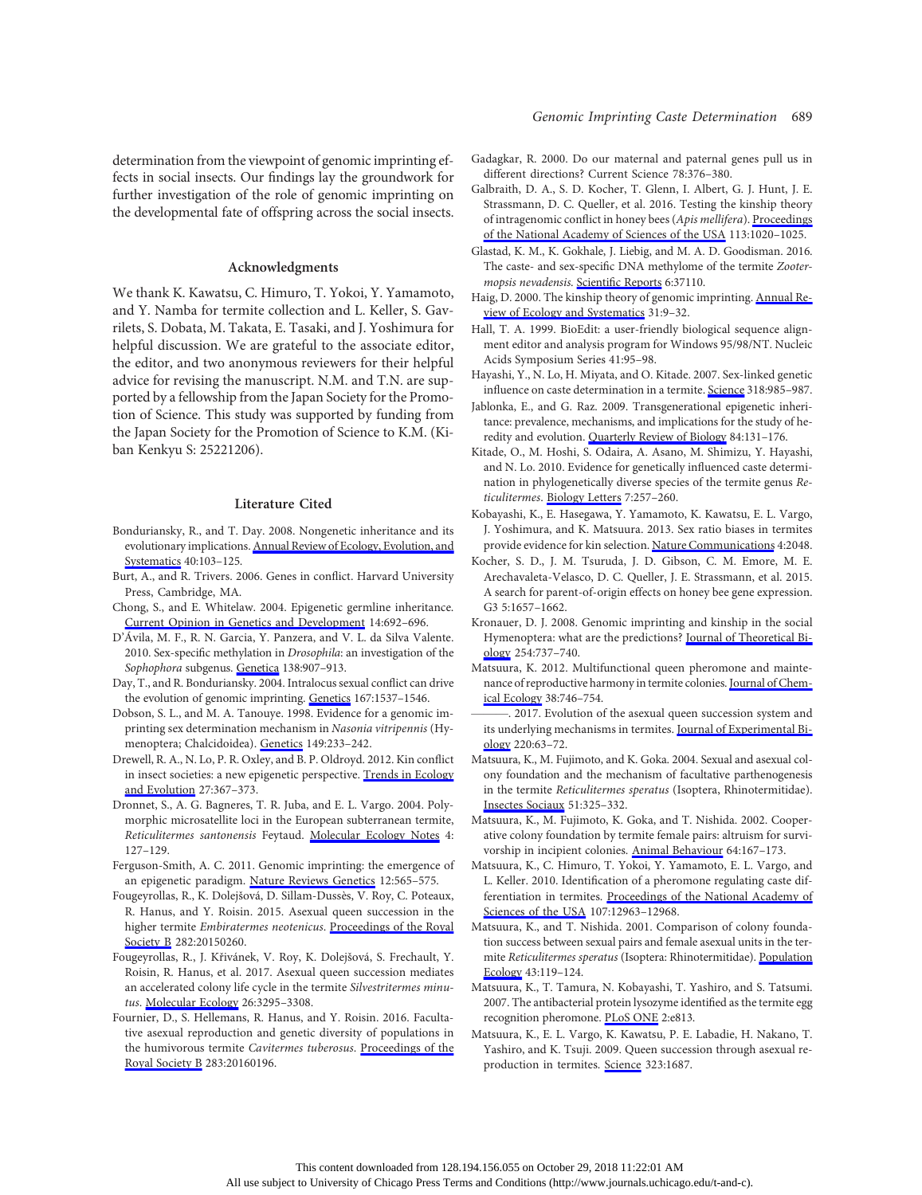determination from the viewpoint of genomic imprinting effects in social insects. Our findings lay the groundwork for further investigation of the role of genomic imprinting on the developmental fate of offspring across the social insects.

## Acknowledgments

We thank K. Kawatsu, C. Himuro, T. Yokoi, Y. Yamamoto, and Y. Namba for termite collection and L. Keller, S. Gavrilets, S. Dobata, M. Takata, E. Tasaki, and J. Yoshimura for helpful discussion. We are grateful to the associate editor, the editor, and two anonymous reviewers for their helpful advice for revising the manuscript. N.M. and T.N. are supported by a fellowship from the Japan Society for the Promotion of Science. This study was supported by funding from the Japan Society for the Promotion of Science to K.M. (Kiban Kenkyu S: 25221206).

## Literature Cited

Bonduriansky, R., and T. Day. 2008. Nongenetic inheritance and its evolutionary implications. Annual Review of Ecology, Evolution, and Systematics 40:103–125.

Burt, A., and R. Trivers. 2006. Genes in conflict. Harvard University Press, Cambridge, MA.

Chong, S., and E. Whitelaw. 2004. Epigenetic germline inheritance. Current Opinion in Genetics and Development 14:692–696.

D'Ávila, M. F., R. N. Garcia, Y. Panzera, and V. L. da Silva Valente. 2010. Sex-specific methylation in *Drosophila*: an investigation of the *Sophophora* subgenus. Genetica 138:907–913.

Day, T., and R. Bonduriansky. 2004. Intralocus sexual conflict can drive the evolution of genomic imprinting. Genetics 167:1537–1546.

Dobson, S. L., and M. A. Tanouye. 1998. Evidence for a genomic imprinting sex determination mechanism in *Nasonia vitripennis* (Hymenoptera; Chalcidoidea). Genetics 149:233–242.

Drewell, R. A., N. Lo, P. R. Oxley, and B. P. Oldroyd. 2012. Kin conflict in insect societies: a new epigenetic perspective. Trends in Ecology and Evolution 27:367–373.

Dronnet, S., A. G. Bagneres, T. R. Juba, and E. L. Vargo. 2004. Polymorphic microsatellite loci in the European subterranean termite, *Reticulitermes santonensis* Feytaud. Molecular Ecology Notes 4: 127–129.

Ferguson-Smith, A. C. 2011. Genomic imprinting: the emergence of an epigenetic paradigm. Nature Reviews Genetics 12:565–575.

Fougeyrollas, R., K. Dolejšová, D. Sillam-Dussès, V. Roy, C. Poteaux, R. Hanus, and Y. Roisin. 2015. Asexual queen succession in the higher termite *Embiratermes neotenicus*. Proceedings of the Royal Society B 282:20150260.

Fougeyrollas, R., J. Křivánek, V. Roy, K. Dolejšová, S. Frechault, Y. Roisin, R. Hanus, et al. 2017. Asexual queen succession mediates an accelerated colony life cycle in the termite *Silvestritermes minutus*. Molecular Ecology 26:3295–3308.

Fournier, D., S. Hellemans, R. Hanus, and Y. Roisin. 2016. Facultative asexual reproduction and genetic diversity of populations in the humivorous termite *Cavitermes tuberosus*. Proceedings of the Royal Society B 283:20160196.

Gadagkar, R. 2000. Do our maternal and paternal genes pull us in different directions? Current Science 78:376–380.

Galbraith, D. A., S. D. Kocher, T. Glenn, I. Albert, G. J. Hunt, J. E. Strassmann, D. C. Queller, et al. 2016. Testing the kinship theory of intragenomic conflict in honey bees (*Apis mellifera*). Proceedings of the National Academy of Sciences of the USA 113:1020–1025.

Glastad, K. M., K. Gokhale, J. Liebig, and M. A. D. Goodisman. 2016. The caste- and sex-specific DNA methylome of the termite *Zootermopsis nevadensis*. Scientific Reports 6:37110.

Haig, D. 2000. The kinship theory of genomic imprinting. Annual Review of Ecology and Systematics 31:9–32.

Hall, T. A. 1999. BioEdit: a user-friendly biological sequence alignment editor and analysis program for Windows 95/98/NT. Nucleic Acids Symposium Series 41:95–98.

Hayashi, Y., N. Lo, H. Miyata, and O. Kitade. 2007. Sex-linked genetic influence on caste determination in a termite. Science 318:985–987.

Jablonka, E., and G. Raz. 2009. Transgenerational epigenetic inheritance: prevalence, mechanisms, and implications for the study of heredity and evolution. Quarterly Review of Biology 84:131–176.

Kitade, O., M. Hoshi, S. Odaira, A. Asano, M. Shimizu, Y. Hayashi, and N. Lo. 2010. Evidence for genetically influenced caste determination in phylogenetically diverse species of the termite genus *Reticulitermes*. Biology Letters 7:257–260.

Kobayashi, K., E. Hasegawa, Y. Yamamoto, K. Kawatsu, E. L. Vargo, J. Yoshimura, and K. Matsuura. 2013. Sex ratio biases in termites provide evidence for kin selection. Nature Communications 4:2048.

Kocher, S. D., J. M. Tsuruda, J. D. Gibson, C. M. Emore, M. E. Arechavaleta-Velasco, D. C. Queller, J. E. Strassmann, et al. 2015. A search for parent-of-origin effects on honey bee gene expression. G3 5:1657–1662.

Kronauer, D. J. 2008. Genomic imprinting and kinship in the social Hymenoptera: what are the predictions? Journal of Theoretical Biology 254:737–740.

Matsuura, K. 2012. Multifunctional queen pheromone and maintenance of reproductive harmony in termite colonies. Journal of Chemical Ecology 38:746–754.

———. 2017. Evolution of the asexual queen succession system and its underlying mechanisms in termites. Journal of Experimental Biology 220:63–72.

Matsuura, K., M. Fujimoto, and K. Goka. 2004. Sexual and asexual colony foundation and the mechanism of facultative parthenogenesis in the termite *Reticulitermes speratus* (Isoptera, Rhinotermitidae). Insectes Sociaux 51:325–332.

Matsuura, K., M. Fujimoto, K. Goka, and T. Nishida. 2002. Cooperative colony foundation by termite female pairs: altruism for survivorship in incipient colonies. Animal Behaviour 64:167–173.

Matsuura, K., C. Himuro, T. Yokoi, Y. Yamamoto, E. L. Vargo, and L. Keller. 2010. Identification of a pheromone regulating caste differentiation in termites. Proceedings of the National Academy of Sciences of the USA 107:12963–12968.

Matsuura, K., and T. Nishida. 2001. Comparison of colony foundation success between sexual pairs and female asexual units in the termite *Reticulitermes speratus* (Isoptera: Rhinotermitidae). Population Ecology 43:119–124.

Matsuura, K., T. Tamura, N. Kobayashi, T. Yashiro, and S. Tatsumi. 2007. The antibacterial protein lysozyme identified as the termite egg recognition pheromone. PLoS ONE 2:e813.

Matsuura, K., E. L. Vargo, K. Kawatsu, P. E. Labadie, H. Nakano, T. Yashiro, and K. Tsuji. 2009. Queen succession through asexual reproduction in termites. Science 323:1687.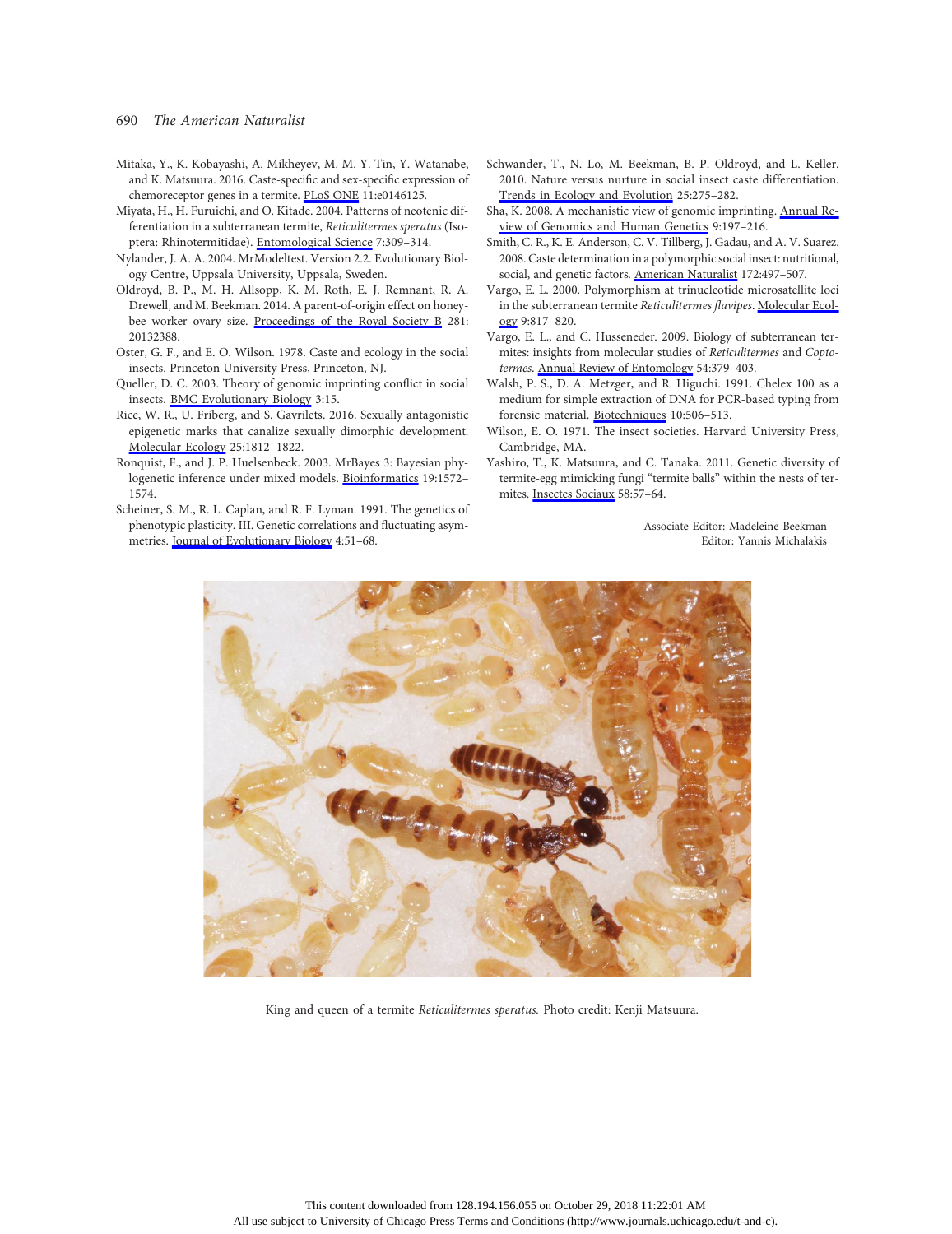Mitaka, Y., K. Kobayashi, A. Mikheyev, M. M. Y. Tin, Y. Watanabe, and K. Matsuura. 2016. Caste-specific and sex-specific expression of chemoreceptor genes in a termite. PLoS ONE 11:e0146125.

Miyata, H., H. Furuichi, and O. Kitade. 2004. Patterns of neotenic differentiation in a subterranean termite, *Reticulitermes speratus* (Isoptera: Rhinotermitidae). Entomological Science 7:309–314.

Nylander, J. A. A. 2004. MrModeltest. Version 2.2. Evolutionary Biology Centre, Uppsala University, Uppsala, Sweden.

Oldroyd, B. P., M. H. Allsopp, K. M. Roth, E. J. Remnant, R. A. Drewell, and M. Beekman. 2014. A parent-of-origin effect on honeybee worker ovary size. Proceedings of the Royal Society B 281: 20132388.

Oster, G. F., and E. O. Wilson. 1978. Caste and ecology in the social insects. Princeton University Press, Princeton, NJ.

Queller, D. C. 2003. Theory of genomic imprinting conflict in social insects. BMC Evolutionary Biology 3:15.

Rice, W. R., U. Friberg, and S. Gavrilets. 2016. Sexually antagonistic epigenetic marks that canalize sexually dimorphic development. Molecular Ecology 25:1812–1822.

Ronquist, F., and J. P. Huelsenbeck. 2003. MrBayes 3: Bayesian phylogenetic inference under mixed models. Bioinformatics 19:1572–1574.

Scheiner, S. M., R. L. Caplan, and R. F. Lyman. 1991. The genetics of phenotypic plasticity. III. Genetic correlations and fluctuating asymmetries. Journal of Evolutionary Biology 4:51–68.

Schwander, T., N. Lo, M. Beekman, B. P. Oldroyd, and L. Keller. 2010. Nature versus nurture in social insect caste differentiation. Trends in Ecology and Evolution 25:275–282.

Sha, K. 2008. A mechanistic view of genomic imprinting. Annual Review of Genomics and Human Genetics 9:197–216.

Smith, C. R., K. E. Anderson, C. V. Tillberg, J. Gadau, and A. V. Suarez. 2008. Caste determination in a polymorphic social insect: nutritional, social, and genetic factors. American Naturalist 172:497–507.

Vargo, E. L. 2000. Polymorphism at trinucleotide microsatellite loci in the subterranean termite *Reticulitermes flavipes*. Molecular Ecology 9:817–820.

Vargo, E. L., and C. Husseneder. 2009. Biology of subterranean termites: insights from molecular studies of *Reticulitermes* and *Coptotermes*. Annual Review of Entomology 54:379–403.

Walsh, P. S., D. A. Metzger, and R. Higuchi. 1991. Chelex 100 as a medium for simple extraction of DNA for PCR-based typing from forensic material. Biotechniques 10:506–513.

Wilson, E. O. 1971. The insect societies. Harvard University Press, Cambridge, MA.

Yashiro, T., K. Matsuura, and C. Tanaka. 2011. Genetic diversity of termite-egg mimicking fungi "termite balls" within the nests of termites. Insectes Sociaux 58:57–64.

Associate Editor: Madeleine Beekman
Editor: Yannis Michalakis

King and queen of a termite *Reticulitermes speratus.* Photo credit: Kenji Matsuura.